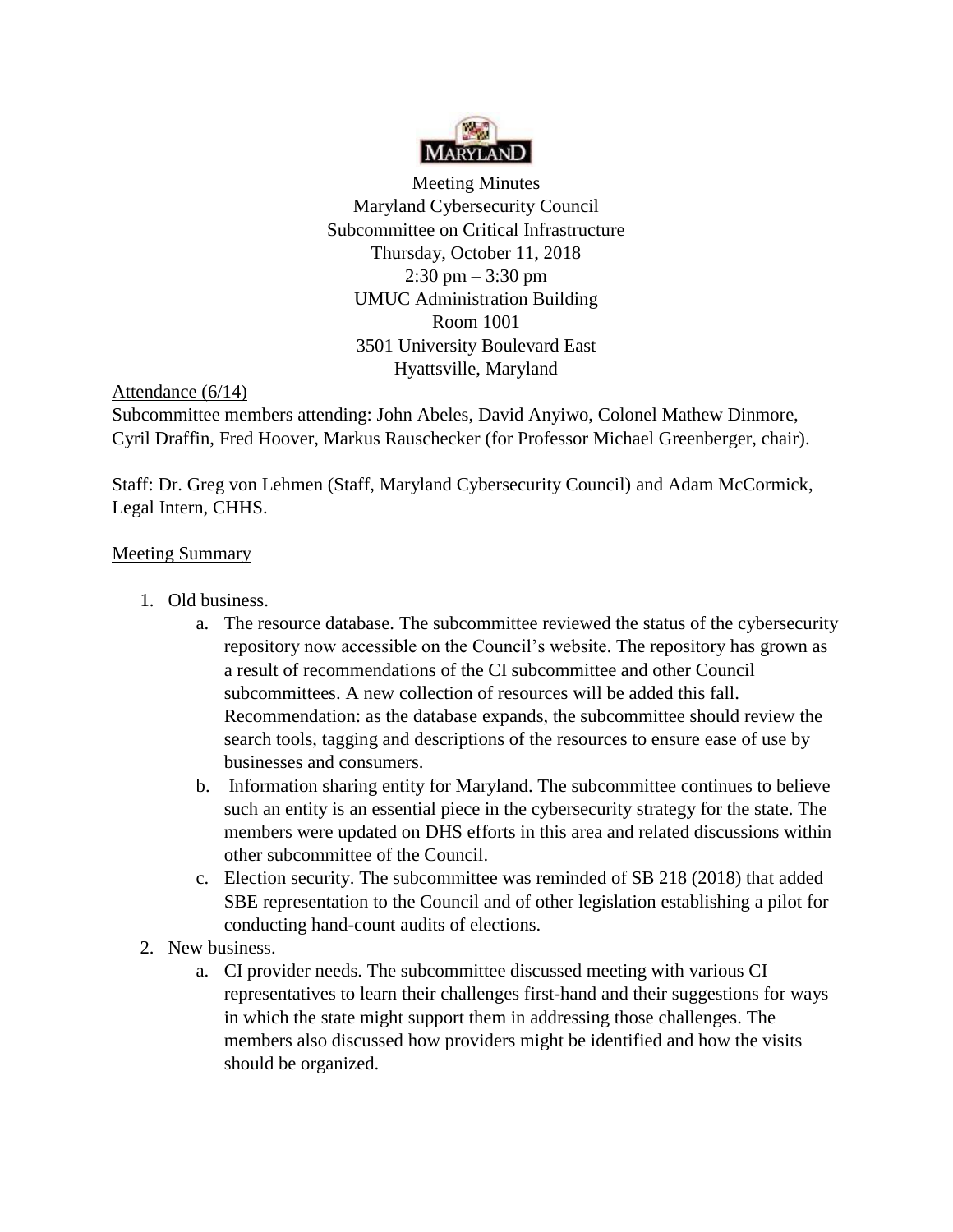MARYLAND

Meeting Minutes
Maryland Cybersecurity Council
Subcommittee on Critical Infrastructure
Thursday, October 11, 2018
2:30 pm – 3:30 pm
UMUC Administration Building
Room 1001
3501 University Boulevard East
Hyattsville, Maryland

Attendance (6/14)

Subcommittee members attending: John Abeles, David Anyiwo, Colonel Mathew Dinmore, Cyril Draffin, Fred Hoover, Markus Rauschecker (for Professor Michael Greenberger, chair).

Staff: Dr. Greg von Lehmen (Staff, Maryland Cybersecurity Council) and Adam McCormick, Legal Intern, CHHS.

Meeting Summary

1. Old business.
   a. The resource database. The subcommittee reviewed the status of the cybersecurity repository now accessible on the Council's website. The repository has grown as a result of recommendations of the CI subcommittee and other Council subcommittees. A new collection of resources will be added this fall. Recommendation: as the database expands, the subcommittee should review the search tools, tagging and descriptions of the resources to ensure ease of use by businesses and consumers.
   b. Information sharing entity for Maryland. The subcommittee continues to believe such an entity is an essential piece in the cybersecurity strategy for the state. The members were updated on DHS efforts in this area and related discussions within other subcommittee of the Council.
   c. Election security. The subcommittee was reminded of SB 218 (2018) that added SBE representation to the Council and of other legislation establishing a pilot for conducting hand-count audits of elections.
2. New business.
   a. CI provider needs. The subcommittee discussed meeting with various CI representatives to learn their challenges first-hand and their suggestions for ways in which the state might support them in addressing those challenges. The members also discussed how providers might be identified and how the visits should be organized.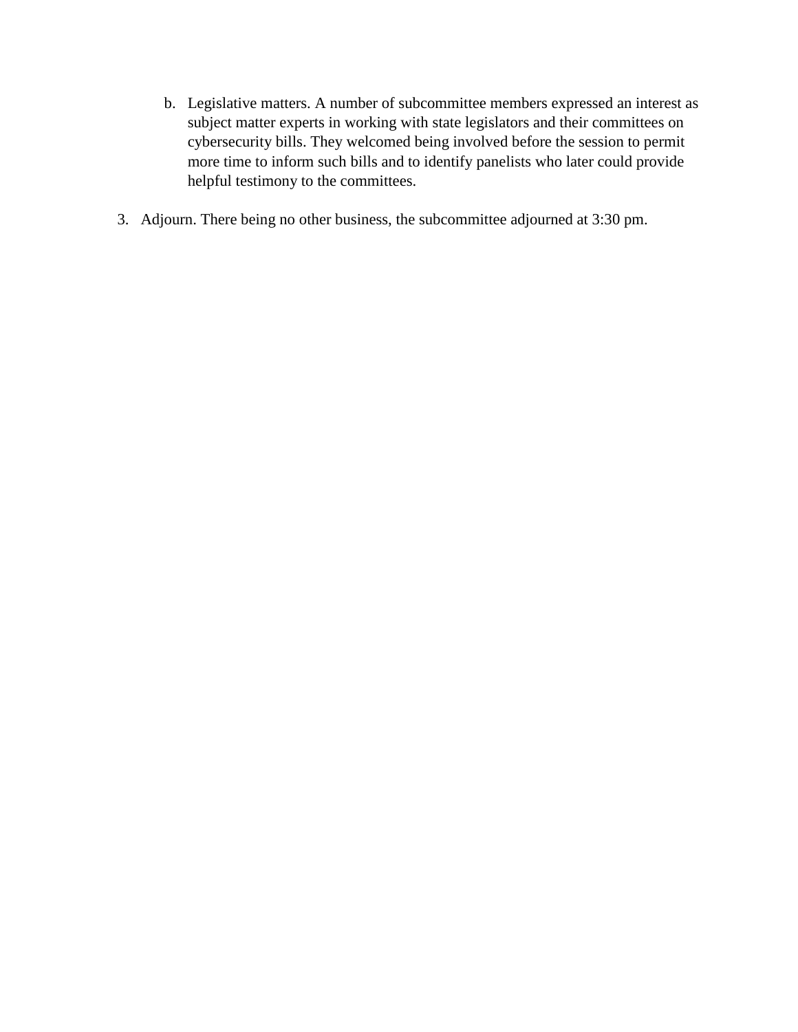b. Legislative matters. A number of subcommittee members expressed an interest as subject matter experts in working with state legislators and their committees on cybersecurity bills. They welcomed being involved before the session to permit more time to inform such bills and to identify panelists who later could provide helpful testimony to the committees.

3. Adjourn. There being no other business, the subcommittee adjourned at 3:30 pm.